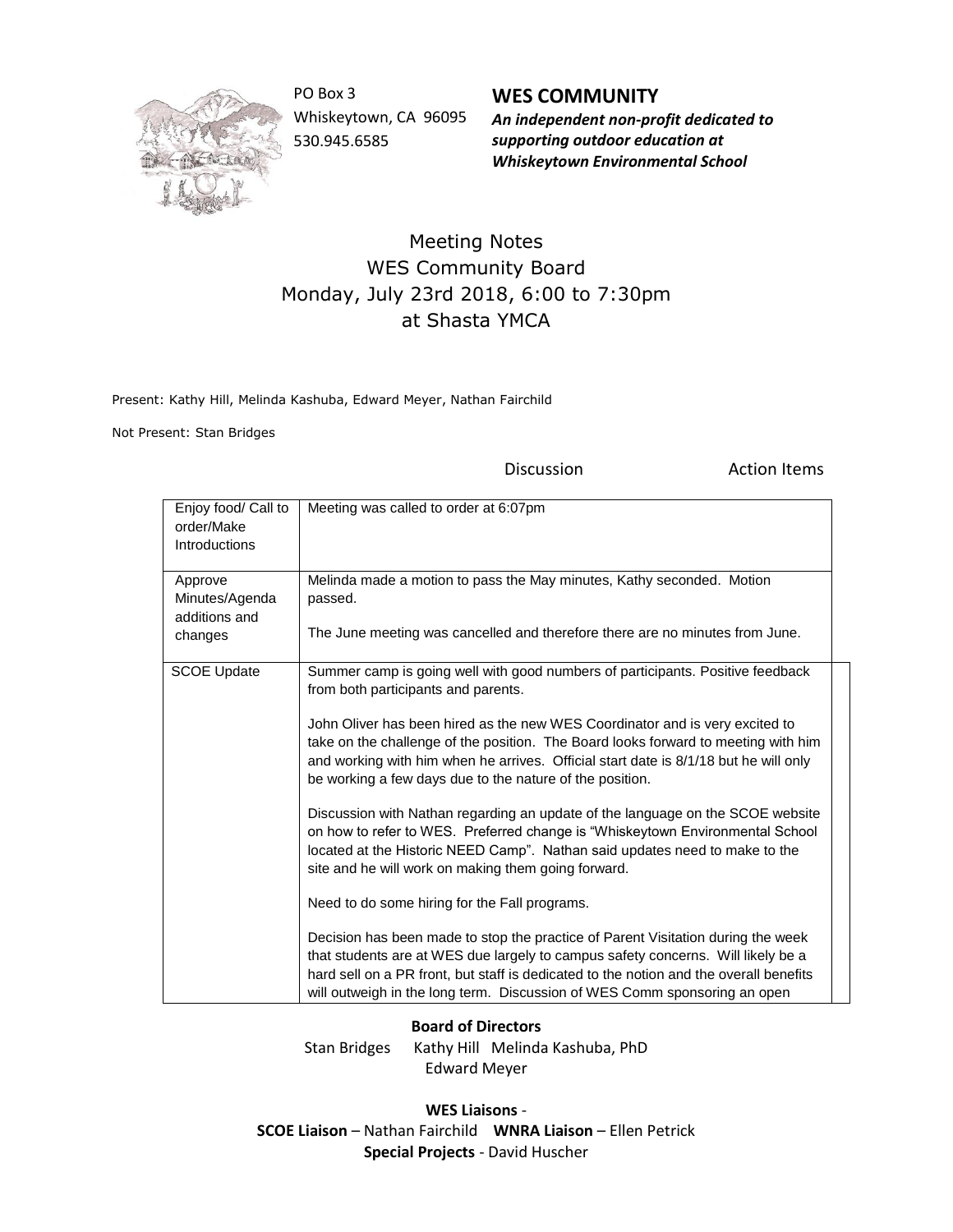PO Box 3
Whiskeytown, CA 96095
530.945.6585

**WES COMMUNITY**
***An independent non-profit dedicated to supporting outdoor education at Whiskeytown Environmental School***

# Meeting Notes
## WES Community Board
## Monday, July 23rd 2018, 6:00 to 7:30pm
## at Shasta YMCA

Present: Kathy Hill, Melinda Kashuba, Edward Meyer, Nathan Fairchild

Not Present: Stan Bridges

| | Discussion | Action Items |
|---|---|---|
| Enjoy food/ Call to order/Make Introductions | Meeting was called to order at 6:07pm | |
| Approve Minutes/Agenda additions and changes | Melinda made a motion to pass the May minutes, Kathy seconded. Motion passed.<br><br>The June meeting was cancelled and therefore there are no minutes from June. | |
| SCOE Update | Summer camp is going well with good numbers of participants. Positive feedback from both participants and parents.<br><br>John Oliver has been hired as the new WES Coordinator and is very excited to take on the challenge of the position. The Board looks forward to meeting with him and working with him when he arrives. Official start date is 8/1/18 but he will only be working a few days due to the nature of the position.<br><br>Discussion with Nathan regarding an update of the language on the SCOE website on how to refer to WES. Preferred change is "Whiskeytown Environmental School located at the Historic NEED Camp". Nathan said updates need to make to the site and he will work on making them going forward.<br><br>Need to do some hiring for the Fall programs.<br><br>Decision has been made to stop the practice of Parent Visitation during the week that students are at WES due largely to campus safety concerns. Will likely be a hard sell on a PR front, but staff is dedicated to the notion and the overall benefits will outweigh in the long term. Discussion of WES Comm sponsoring an open | |

**Board of Directors**
Stan Bridges Kathy Hill Melinda Kashuba, PhD
Edward Meyer

**WES Liaisons** -
**SCOE Liaison** – Nathan Fairchild **WNRA Liaison** – Ellen Petrick
**Special Projects** - David Huscher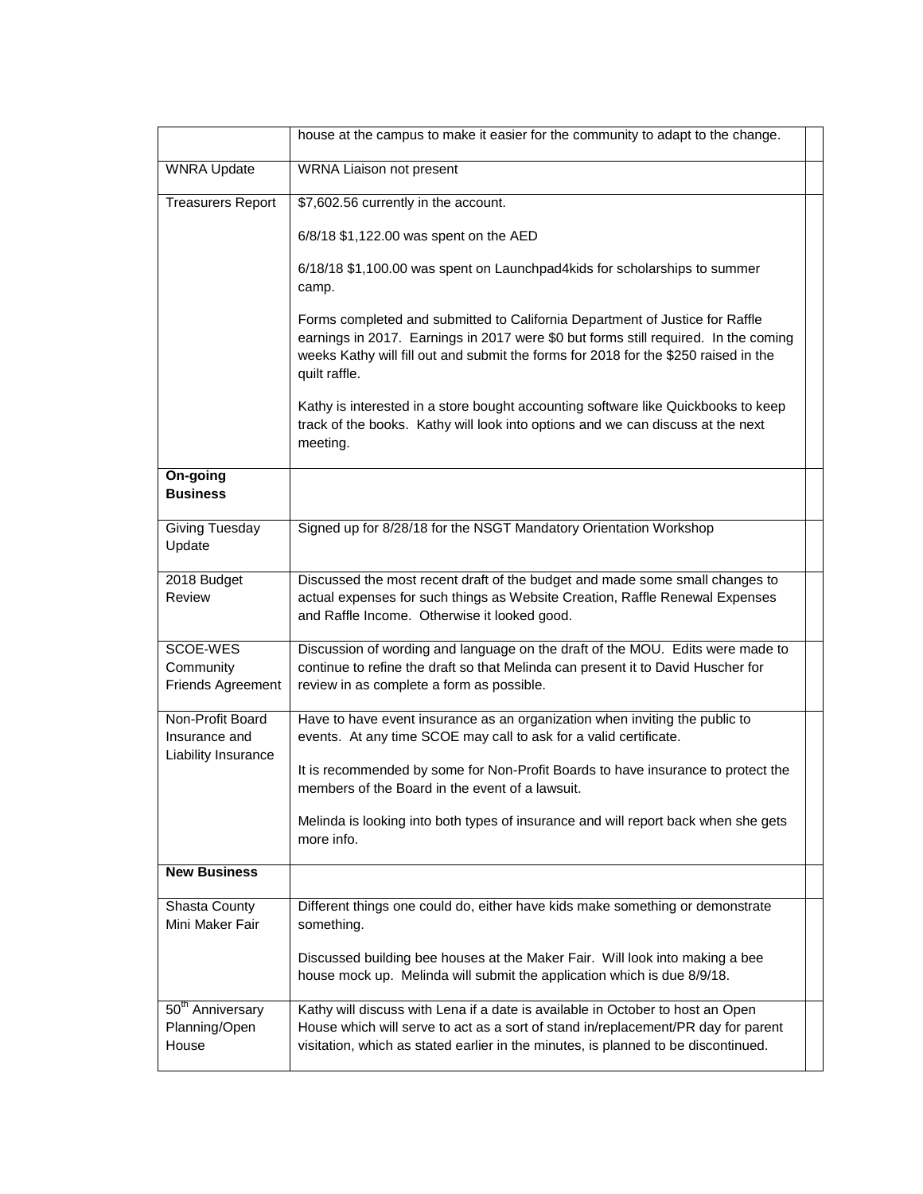|  |  |  |
|---|---|---|
|  | house at the campus to make it easier for the community to adapt to the change. |  |
| WNRA Update | WRNA Liaison not present |  |
| Treasurers Report | $7,602.56 currently in the account.<br><br>6/8/18 $1,122.00 was spent on the AED<br><br>6/18/18 $1,100.00 was spent on Launchpad4kids for scholarships to summer camp.<br><br>Forms completed and submitted to California Department of Justice for Raffle earnings in 2017. Earnings in 2017 were $0 but forms still required. In the coming weeks Kathy will fill out and submit the forms for 2018 for the $250 raised in the quilt raffle.<br><br>Kathy is interested in a store bought accounting software like Quickbooks to keep track of the books. Kathy will look into options and we can discuss at the next meeting. |  |
| **On-going Business** |  |  |
| Giving Tuesday Update | Signed up for 8/28/18 for the NSGT Mandatory Orientation Workshop |  |
| 2018 Budget Review | Discussed the most recent draft of the budget and made some small changes to actual expenses for such things as Website Creation, Raffle Renewal Expenses and Raffle Income. Otherwise it looked good. |  |
| SCOE-WES Community Friends Agreement | Discussion of wording and language on the draft of the MOU. Edits were made to continue to refine the draft so that Melinda can present it to David Huscher for review in as complete a form as possible. |  |
| Non-Profit Board Insurance and Liability Insurance | Have to have event insurance as an organization when inviting the public to events. At any time SCOE may call to ask for a valid certificate.<br><br>It is recommended by some for Non-Profit Boards to have insurance to protect the members of the Board in the event of a lawsuit.<br><br>Melinda is looking into both types of insurance and will report back when she gets more info. |  |
| **New Business** |  |  |
| Shasta County Mini Maker Fair | Different things one could do, either have kids make something or demonstrate something.<br><br>Discussed building bee houses at the Maker Fair. Will look into making a bee house mock up. Melinda will submit the application which is due 8/9/18. |  |
| 50th Anniversary Planning/Open House | Kathy will discuss with Lena if a date is available in October to host an Open House which will serve to act as a sort of stand in/replacement/PR day for parent visitation, which as stated earlier in the minutes, is planned to be discontinued. |  |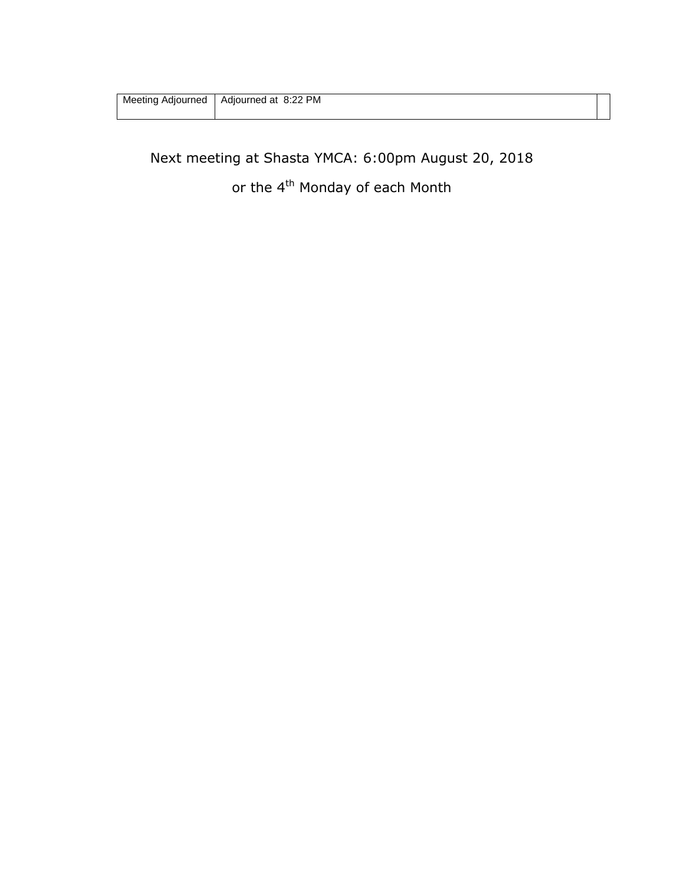| | | |
|---|---|---|
| Meeting Adjourned | Adjourned at 8:22 PM | |

Next meeting at Shasta YMCA: 6:00pm August 20, 2018

or the 4th Monday of each Month